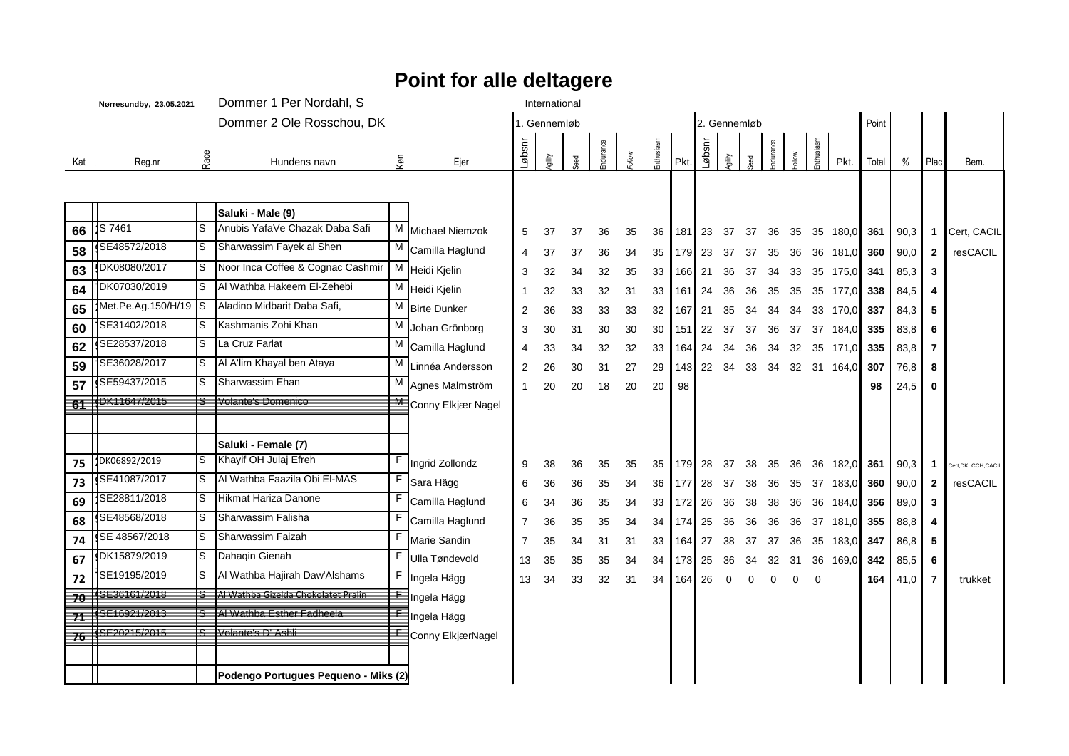# Point for alle deltagere

Nørresundby, 23.05.2021 — Dommer 1 Per Nordahl, S — Dommer 2 Ole Rosschou, DK — International

| Kat | Reg.nr | Race | Hundens navn | Køn | Ejer | 1. Gennemløb Løbsnr | Agility | Seed | Endurance | Follow | Enthusiasm | Pkt. | 2. Gennemløb Løbsnr | Agility | Seed | Endurance | Follow | Enthusiasm | Pkt. | Point Total | % | Plac | Bem. |
|---|---|---|---|---|---|---|---|---|---|---|---|---|---|---|---|---|---|---|---|---|---|---|---|
| | | | **Saluki - Male (9)** | | | | | | | | | | | | | | | | | | | | |
| 66 | S 7461 | S | Anubis YafaVe Chazak Daba Safi | M | Michael Niemzok | 5 | 37 | 37 | 36 | 35 | 36 | 181 | 23 | 37 | 37 | 36 | 35 | 35 | 180,0 | 361 | 90,3 | 1 | Cert, CACIL |
| 58 | SE48572/2018 | S | Sharwassim Fayek al Shen | M | Camilla Haglund | 4 | 37 | 37 | 36 | 34 | 35 | 179 | 23 | 37 | 37 | 35 | 36 | 36 | 181,0 | 360 | 90,0 | 2 | resCACIL |
| 63 | DK08080/2017 | S | Noor Inca Coffee & Cognac Cashmir | M | Heidi Kjelin | 3 | 32 | 34 | 32 | 35 | 33 | 166 | 21 | 36 | 37 | 34 | 33 | 35 | 175,0 | 341 | 85,3 | 3 | |
| 64 | DK07030/2019 | S | Al Wathba Hakeem El-Zehebi | M | Heidi Kjelin | 1 | 32 | 33 | 32 | 31 | 33 | 161 | 24 | 36 | 36 | 35 | 35 | 35 | 177,0 | 338 | 84,5 | 4 | |
| 65 | Met.Pe.Ag.150/H/19 | S | Aladino Midbarit Daba Safi, | M | Birte Dunker | 2 | 36 | 33 | 33 | 33 | 32 | 167 | 21 | 35 | 34 | 34 | 34 | 33 | 170,0 | 337 | 84,3 | 5 | |
| 60 | SE31402/2018 | S | Kashmanis Zohi Khan | M | Johan Grönborg | 3 | 30 | 31 | 30 | 30 | 30 | 151 | 22 | 37 | 37 | 36 | 37 | 37 | 184,0 | 335 | 83,8 | 6 | |
| 62 | SE28537/2018 | S | La Cruz Farlat | M | Camilla Haglund | 4 | 33 | 34 | 32 | 32 | 33 | 164 | 24 | 34 | 36 | 34 | 32 | 35 | 171,0 | 335 | 83,8 | 7 | |
| 59 | SE36028/2017 | S | Al A'lim Khayal ben Ataya | M | Linnéa Andersson | 2 | 26 | 30 | 31 | 27 | 29 | 143 | 22 | 34 | 33 | 34 | 32 | 31 | 164,0 | 307 | 76,8 | 8 | |
| 57 | SE59437/2015 | S | Sharwassim Ehan | M | Agnes Malmström | 1 | 20 | 20 | 18 | 20 | 20 | 98 | | | | | | | | 98 | 24,5 | 0 | |
| ~~61~~ | ~~DK11647/2015~~ | ~~S~~ | ~~Volante's Domenico~~ | ~~M~~ | Conny Elkjær Nagel | | | | | | | | | | | | | | | | | | |
| | | | **Saluki - Female (7)** | | | | | | | | | | | | | | | | | | | | |
| 75 | DK06892/2019 | S | Khayif OH Julaj Efreh | F | Ingrid Zollondz | 9 | 38 | 36 | 35 | 35 | 35 | 179 | 28 | 37 | 38 | 35 | 36 | 36 | 182,0 | 361 | 90,3 | 1 | Cert,DKLCCH,CACIL |
| 73 | SE41087/2017 | S | Al Wathba Faazila Obi El-MAS | F | Sara Hägg | 6 | 36 | 36 | 35 | 34 | 36 | 177 | 28 | 37 | 38 | 36 | 35 | 37 | 183,0 | 360 | 90,0 | 2 | resCACIL |
| 69 | SE28811/2018 | S | Hikmat Hariza Danone | F | Camilla Haglund | 6 | 34 | 36 | 35 | 34 | 33 | 172 | 26 | 36 | 38 | 38 | 36 | 36 | 184,0 | 356 | 89,0 | 3 | |
| 68 | SE48568/2018 | S | Sharwassim Falisha | F | Camilla Haglund | 7 | 36 | 35 | 35 | 34 | 34 | 174 | 25 | 36 | 36 | 36 | 36 | 37 | 181,0 | 355 | 88,8 | 4 | |
| 74 | SE 48567/2018 | S | Sharwassim Faizah | F | Marie Sandin | 7 | 35 | 34 | 31 | 31 | 33 | 164 | 27 | 38 | 37 | 37 | 36 | 35 | 183,0 | 347 | 86,8 | 5 | |
| 67 | DK15879/2019 | S | Dahaqin Gienah | F | Ulla Tøndevold | 13 | 35 | 35 | 35 | 34 | 34 | 173 | 25 | 36 | 34 | 32 | 31 | 36 | 169,0 | 342 | 85,5 | 6 | |
| 72 | SE19195/2019 | S | Al Wathba Hajirah Daw'Alshams | F | Ingela Hägg | 13 | 34 | 33 | 32 | 31 | 34 | 164 | 26 | 0 | 0 | 0 | 0 | 0 | | 164 | 41,0 | 7 | trukket |
| ~~70~~ | ~~SE36161/2018~~ | ~~S~~ | ~~Al Wathba Gizelda Chokolatet Pralin~~ | ~~F~~ | Ingela Hägg | | | | | | | | | | | | | | | | | | |
| ~~71~~ | ~~SE16921/2013~~ | ~~S~~ | ~~Al Wathba Esther Fadheela~~ | ~~F~~ | Ingela Hägg | | | | | | | | | | | | | | | | | | |
| ~~76~~ | ~~SE20215/2015~~ | ~~S~~ | ~~Volante's D' Ashli~~ | ~~F~~ | Conny ElkjærNagel | | | | | | | | | | | | | | | | | | |
| | | | **Podengo Portugues Pequeno - Miks (2)** | | | | | | | | | | | | | | | | | | | | |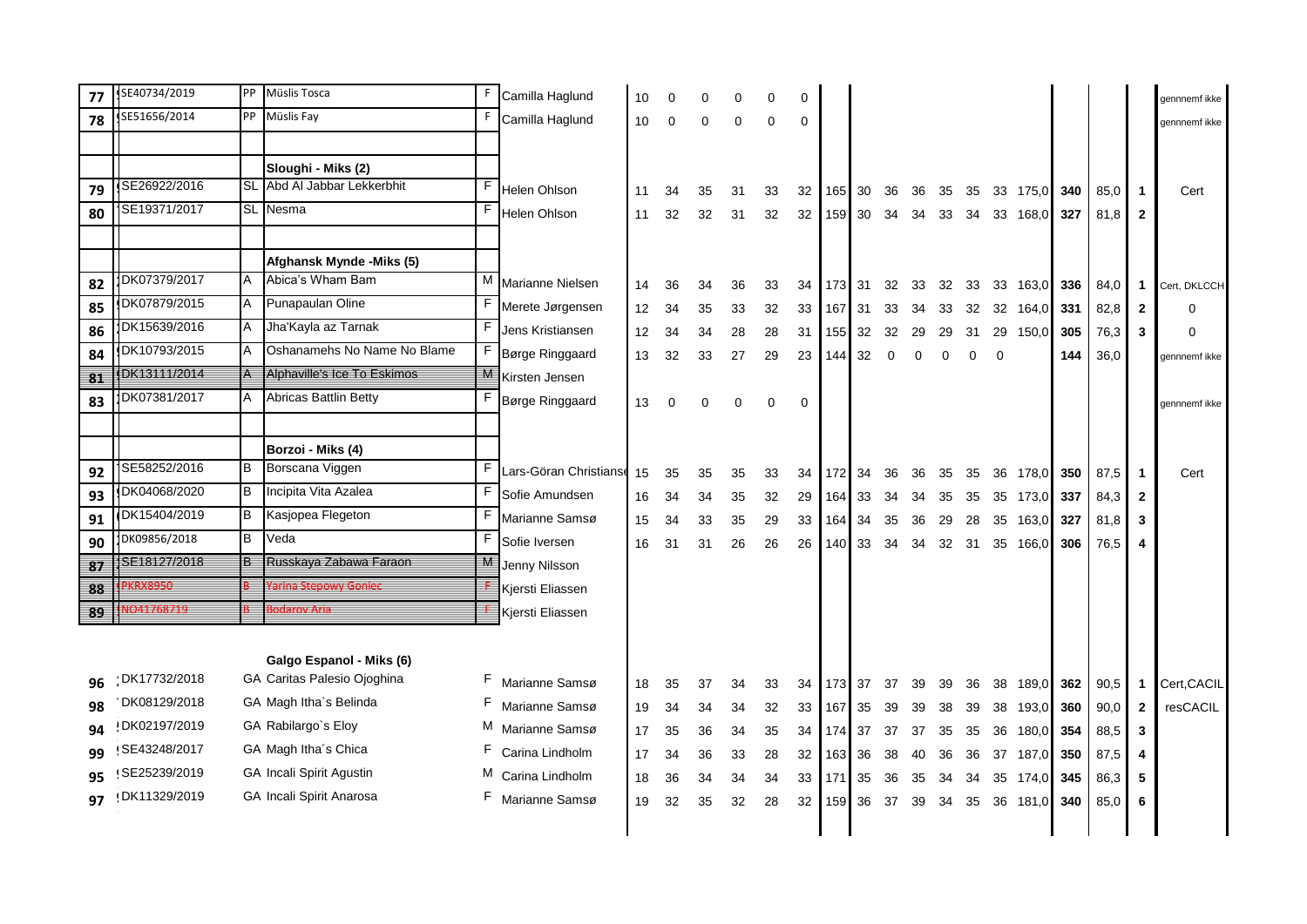| # | Reg. nr. | Race | Navn | Køn | Ejer | | | | | | | | | | | | | | | | | | | |
|---|---|---|---|---|---|---|---|---|---|---|---|---|---|---|---|---|---|---|---|---|---|---|---|---|
| 77 | SE40734/2019 | PP | Müslis Tosca | F | Camilla Haglund | 10 | 0 | 0 | 0 | 0 | 0 | | | | | | | | | | | | | gennnemf ikke |
| 78 | SE51656/2014 | PP | Müslis Fay | F | Camilla Haglund | 10 | 0 | 0 | 0 | 0 | 0 | | | | | | | | | | | | | gennnemf ikke |
| | | | | | | | | | | | | | | | | | | | | | | | | |
| | | | **Sloughi - Miks (2)** | | | | | | | | | | | | | | | | | | | | | |
| 79 | SE26922/2016 | SL | Abd Al Jabbar Lekkerbhit | F | Helen Ohlson | 11 | 34 | 35 | 31 | 33 | 32 | 165 | 30 | 36 | 36 | 35 | 35 | 33 | 175,0 | 340 | 85,0 | 1 | Cert |
| 80 | SE19371/2017 | SL | Nesma | F | Helen Ohlson | 11 | 32 | 32 | 31 | 32 | 32 | 159 | 30 | 34 | 34 | 33 | 34 | 33 | 168,0 | 327 | 81,8 | 2 | |
| | | | | | | | | | | | | | | | | | | | | | | | | |
| | | | **Afghansk Mynde -Miks (5)** | | | | | | | | | | | | | | | | | | | | | |
| 82 | DK07379/2017 | A | Abica's Wham Bam | M | Marianne Nielsen | 14 | 36 | 34 | 36 | 33 | 34 | 173 | 31 | 32 | 33 | 32 | 33 | 33 | 163,0 | 336 | 84,0 | 1 | Cert, DKLCCH |
| 85 | DK07879/2015 | A | Punapaulan Oline | F | Merete Jørgensen | 12 | 34 | 35 | 33 | 32 | 33 | 167 | 31 | 33 | 34 | 33 | 32 | 32 | 164,0 | 331 | 82,8 | 2 | 0 |
| 86 | DK15639/2016 | A | Jha'Kayla az Tarnak | F | Jens Kristiansen | 12 | 34 | 34 | 28 | 28 | 31 | 155 | 32 | 32 | 29 | 29 | 31 | 29 | 150,0 | 305 | 76,3 | 3 | 0 |
| 84 | DK10793/2015 | A | Oshanamehs No Name No Blame | F | Børge Ringgaard | 13 | 32 | 33 | 27 | 29 | 23 | 144 | 32 | 0 | 0 | 0 | 0 | 0 | | 144 | 36,0 | | gennnemf ikke |
| ~~81~~ | ~~DK13111/2014~~ | ~~A~~ | ~~Alphaville's Ice To Eskimos~~ | ~~M~~ | Kirsten Jensen | | | | | | | | | | | | | | | | | | |
| 83 | DK07381/2017 | A | Abricas Battlin Betty | F | Børge Ringgaard | 13 | 0 | 0 | 0 | 0 | 0 | | | | | | | | | | | | gennnemf ikke |
| | | | | | | | | | | | | | | | | | | | | | | | | |
| | | | **Borzoi - Miks (4)** | | | | | | | | | | | | | | | | | | | | | |
| 92 | SE58252/2016 | B | Borscana Viggen | F | Lars-Göran Christians | 15 | 35 | 35 | 35 | 33 | 34 | 172 | 34 | 36 | 36 | 35 | 35 | 36 | 178,0 | 350 | 87,5 | 1 | Cert |
| 93 | DK04068/2020 | B | Incipita Vita Azalea | F | Sofie Amundsen | 16 | 34 | 34 | 35 | 32 | 29 | 164 | 33 | 34 | 34 | 35 | 35 | 35 | 173,0 | 337 | 84,3 | 2 | |
| 91 | DK15404/2019 | B | Kasjopea Flegeton | F | Marianne Samsø | 15 | 34 | 33 | 35 | 29 | 33 | 164 | 34 | 35 | 36 | 29 | 28 | 35 | 163,0 | 327 | 81,8 | 3 | |
| 90 | DK09856/2018 | B | Veda | F | Sofie Iversen | 16 | 31 | 31 | 26 | 26 | 26 | 140 | 33 | 34 | 34 | 32 | 31 | 35 | 166,0 | 306 | 76,5 | 4 | |
| ~~87~~ | ~~SE18127/2018~~ | ~~B~~ | ~~Russkaya Zabawa Faraon~~ | ~~M~~ | Jenny Nilsson | | | | | | | | | | | | | | | | | | |
| ~~88~~ | ~~PKRX8950~~ | ~~B~~ | ~~Yarina Stepowy Goniec~~ | ~~F~~ | Kjersti Eliassen | | | | | | | | | | | | | | | | | | |
| ~~89~~ | ~~NO41768/19~~ | ~~B~~ | ~~Bodarov Aria~~ | ~~F~~ | Kjersti Eliassen | | | | | | | | | | | | | | | | | | |
| | | | | | | | | | | | | | | | | | | | | | | | | |
| | | | **Galgo Espanol - Miks (6)** | | | | | | | | | | | | | | | | | | | | | |
| 96 | DK17732/2018 | GA | Caritas Palesio Ojoghina | F | Marianne Samsø | 18 | 35 | 37 | 34 | 33 | 34 | 173 | 37 | 37 | 39 | 39 | 36 | 38 | 189,0 | 362 | 90,5 | 1 | Cert,CACIL |
| 98 | DK08129/2018 | GA | Magh Itha`s Belinda | F | Marianne Samsø | 19 | 34 | 34 | 34 | 32 | 33 | 167 | 35 | 39 | 39 | 38 | 39 | 38 | 193,0 | 360 | 90,0 | 2 | resCACIL |
| 94 | DK02197/2019 | GA | Rabilargo`s Eloy | M | Marianne Samsø | 17 | 35 | 36 | 34 | 35 | 34 | 174 | 37 | 37 | 37 | 35 | 35 | 36 | 180,0 | 354 | 88,5 | 3 | |
| 99 | SE43248/2017 | GA | Magh Itha´s Chica | F | Carina Lindholm | 17 | 34 | 36 | 33 | 28 | 32 | 163 | 36 | 38 | 40 | 36 | 36 | 37 | 187,0 | 350 | 87,5 | 4 | |
| 95 | SE25239/2019 | GA | Incali Spirit Agustin | M | Carina Lindholm | 18 | 36 | 34 | 34 | 34 | 33 | 171 | 35 | 36 | 35 | 34 | 34 | 35 | 174,0 | 345 | 86,3 | 5 | |
| 97 | DK11329/2019 | GA | Incali Spirit Anarosa | F | Marianne Samsø | 19 | 32 | 35 | 32 | 28 | 32 | 159 | 36 | 37 | 39 | 34 | 35 | 36 | 181,0 | 340 | 85,0 | 6 | |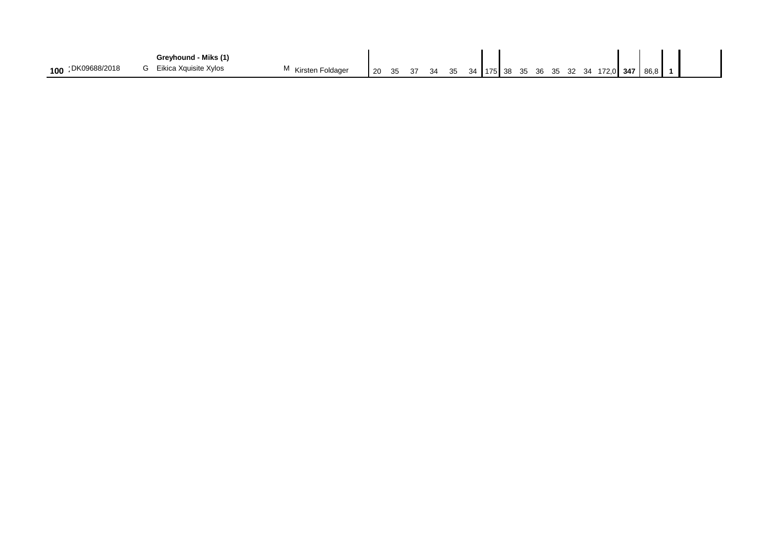| | | | | | | | | | | | | | | | | | | | | | | | | | |
|---|---|---|---|---|---|---|---|---|---|---|---|---|---|---|---|---|---|---|---|---|---|---|---|---|---|
| | | | **Greyhound - Miks (1)** | | | | | | | | | | | | | | | | | | | | | | |
| **100** | :DK09688/2018 | G | Eikica Xquisite Xylos | M | Kirsten Foldager | 20 | 35 | 37 | 34 | 35 | 34 | 175 | 38 | 35 | 36 | 35 | 32 | 34 | 172,0 | **347** | 86,8 | **1** | | | |